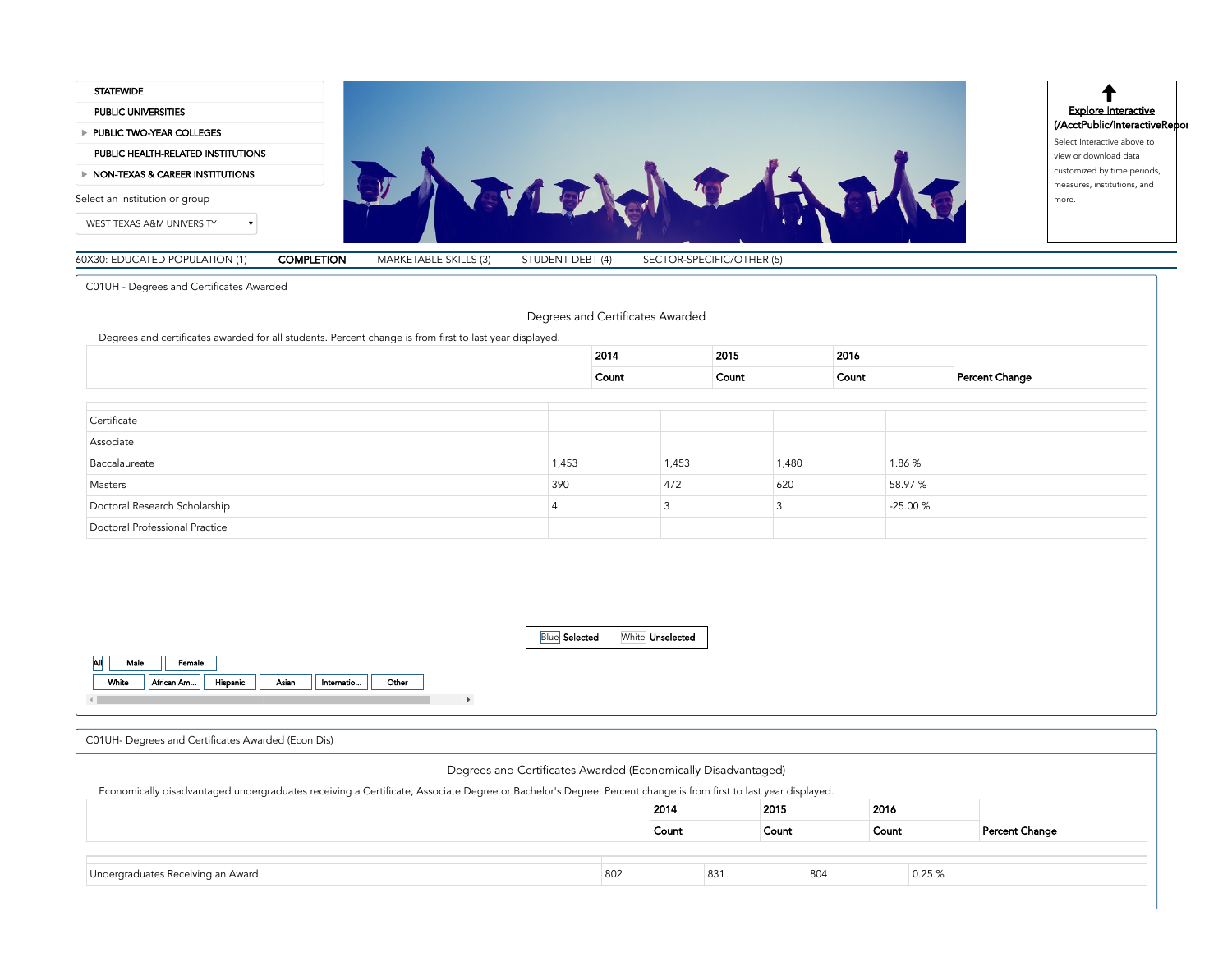- STATEWIDE
- PUBLIC UNIVERSITIES
- PUBLIC TWO-YEAR COLLEGES
- PUBLIC HEALTH-RELATED INSTITUTIONS
- NON-TEXAS & CAREER INSTITUTIONS

Select an institution or group

WEST TEXAS A&M UNIVERSITY

**Explore Interactive (/AcctPublic/InteractiveRepor**

Select Interactive above to view or download data customized by time periods, measures, institutions, and more.

60X30: EDUCATED POPULATION (1) | **COMPLETION** | MARKETABLE SKILLS (3) | STUDENT DEBT (4) | SECTOR-SPECIFIC/OTHER (5)

## C01UH - Degrees and Certificates Awarded

### Degrees and Certificates Awarded

Degrees and certificates awarded for all students. Percent change is from first to last year displayed.

| | 2014 | 2015 | 2016 | |
|---|---|---|---|---|
| | Count | Count | Count | Percent Change |
| Certificate | | | | |
| Associate | | | | |
| Baccalaureate | 1,453 | 1,453 | 1,480 | 1.86 % |
| Masters | 390 | 472 | 620 | 58.97 % |
| Doctoral Research Scholarship | 4 | 3 | 3 | -25.00 % |
| Doctoral Professional Practice | | | | |

Blue Selected | White Unselected

All | Male | Female

White | African Am... | Hispanic | Asian | Internatio... | Other

## C01UH- Degrees and Certificates Awarded (Econ Dis)

### Degrees and Certificates Awarded (Economically Disadvantaged)

Economically disadvantaged undergraduates receiving a Certificate, Associate Degree or Bachelor's Degree. Percent change is from first to last year displayed.

| | 2014 | 2015 | 2016 | |
|---|---|---|---|---|
| | Count | Count | Count | Percent Change |
| Undergraduates Receiving an Award | 802 | 831 | 804 | 0.25 % |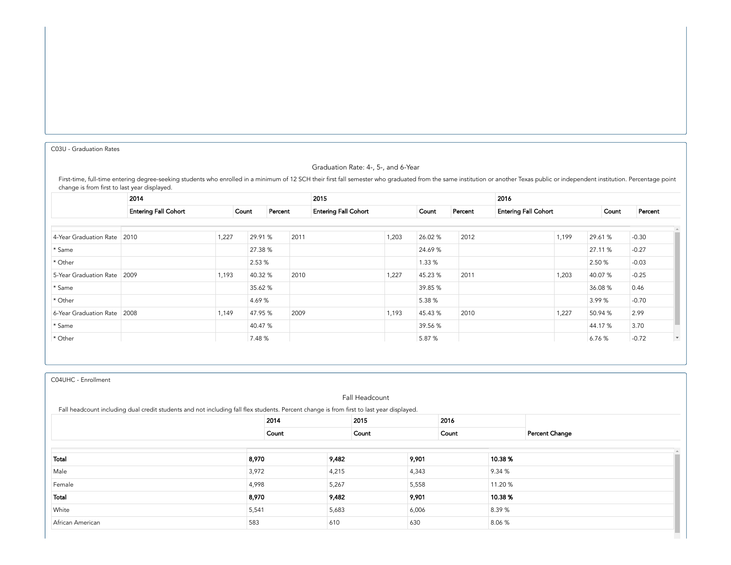C03U - Graduation Rates

### Graduation Rate: 4-, 5-, and 6-Year

First-time, full-time entering degree-seeking students who enrolled in a minimum of 12 SCH their first fall semester who graduated from the same institution or another Texas public or independent institution. Percentage point change is from first to last year displayed.

| | 2014 | | | 2015 | | | 2016 | | | |
|---|---|---|---|---|---|---|---|---|---|---|
| | Entering Fall Cohort | Count | Percent | Entering Fall Cohort | Count | Percent | Entering Fall Cohort | Count | Percent | |
| 4-Year Graduation Rate | 2010 | 1,227 | 29.91 % | 2011 | 1,203 | 26.02 % | 2012 | 1,199 | 29.61 % | -0.30 |
| * Same | | | 27.38 % | | | 24.69 % | | | 27.11 % | -0.27 |
| * Other | | | 2.53 % | | | 1.33 % | | | 2.50 % | -0.03 |
| 5-Year Graduation Rate | 2009 | 1,193 | 40.32 % | 2010 | 1,227 | 45.23 % | 2011 | 1,203 | 40.07 % | -0.25 |
| * Same | | | 35.62 % | | | 39.85 % | | | 36.08 % | 0.46 |
| * Other | | | 4.69 % | | | 5.38 % | | | 3.99 % | -0.70 |
| 6-Year Graduation Rate | 2008 | 1,149 | 47.95 % | 2009 | 1,193 | 45.43 % | 2010 | 1,227 | 50.94 % | 2.99 |
| * Same | | | 40.47 % | | | 39.56 % | | | 44.17 % | 3.70 |
| * Other | | | 7.48 % | | | 5.87 % | | | 6.76 % | -0.72 |

C04UHC - Enrollment

### Fall Headcount

Fall headcount including dual credit students and not including fall flex students. Percent change is from first to last year displayed.

| | 2014 | 2015 | 2016 | |
|---|---|---|---|---|
| | Count | Count | Count | Percent Change |
| **Total** | **8,970** | **9,482** | **9,901** | **10.38 %** |
| Male | 3,972 | 4,215 | 4,343 | 9.34 % |
| Female | 4,998 | 5,267 | 5,558 | 11.20 % |
| **Total** | **8,970** | **9,482** | **9,901** | **10.38 %** |
| White | 5,541 | 5,683 | 6,006 | 8.39 % |
| African American | 583 | 610 | 630 | 8.06 % |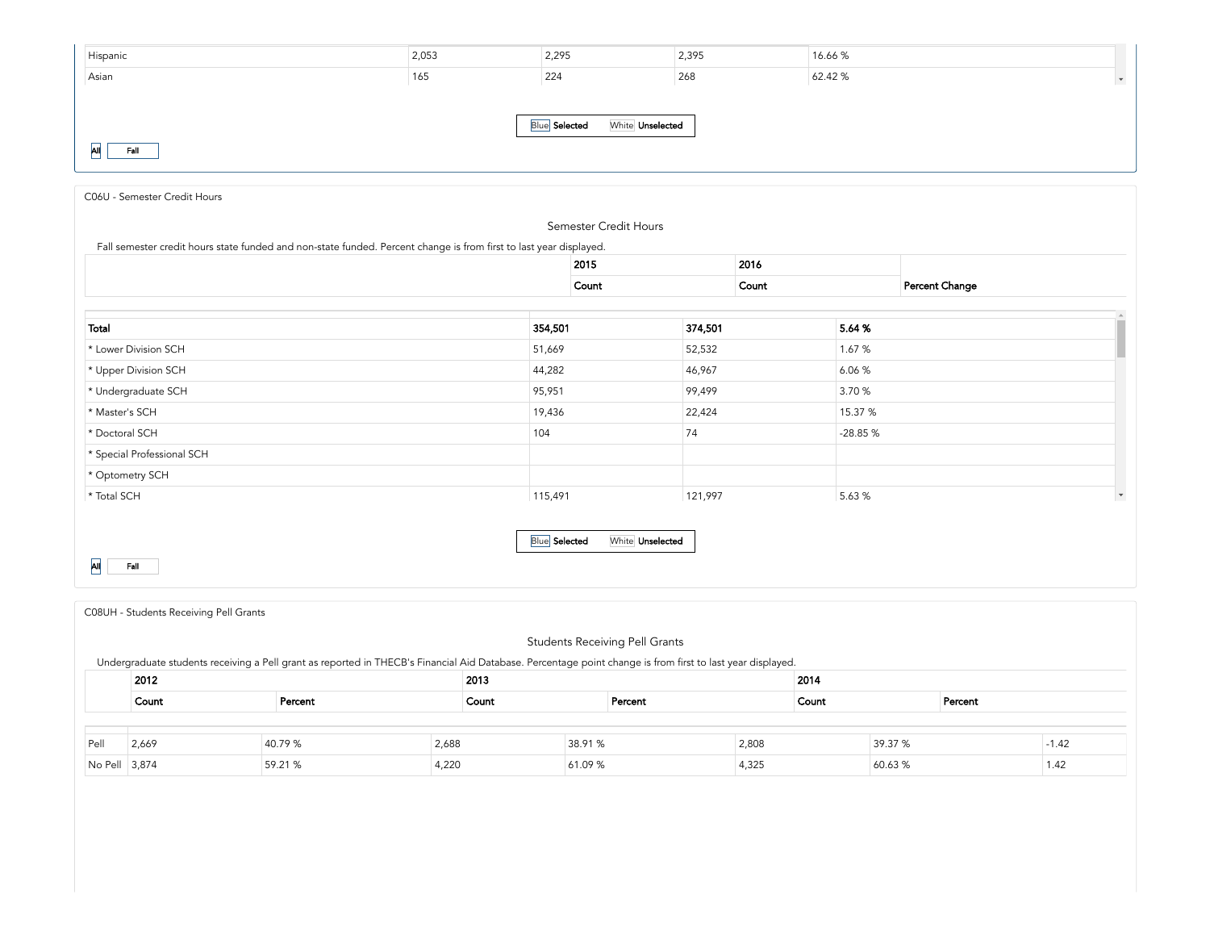| | | | | |
|---|---|---|---|---|
| Hispanic | 2,053 | 2,295 | 2,395 | 16.66 % |
| Asian | 165 | 224 | 268 | 62.42 % |

Blue Selected White Unselected

All Fall

C06U - Semester Credit Hours

## Semester Credit Hours

Fall semester credit hours state funded and non-state funded. Percent change is from first to last year displayed.

| | 2015 | 2016 | |
|---|---|---|---|
| | Count | Count | Percent Change |
| **Total** | **354,501** | **374,501** | **5.64 %** |
| * Lower Division SCH | 51,669 | 52,532 | 1.67 % |
| * Upper Division SCH | 44,282 | 46,967 | 6.06 % |
| * Undergraduate SCH | 95,951 | 99,499 | 3.70 % |
| * Master's SCH | 19,436 | 22,424 | 15.37 % |
| * Doctoral SCH | 104 | 74 | -28.85 % |
| * Special Professional SCH | | | |
| * Optometry SCH | | | |
| * Total SCH | 115,491 | 121,997 | 5.63 % |

Blue Selected White Unselected

All Fall

C08UH - Students Receiving Pell Grants

## Students Receiving Pell Grants

Undergraduate students receiving a Pell grant as reported in THECB's Financial Aid Database. Percentage point change is from first to last year displayed.

| | 2012 | | 2013 | | 2014 | | |
|---|---|---|---|---|---|---|---|
| | Count | Percent | Count | Percent | Count | Percent | |
| Pell | 2,669 | 40.79 % | 2,688 | 38.91 % | 2,808 | 39.37 % | -1.42 |
| No Pell | 3,874 | 59.21 % | 4,220 | 61.09 % | 4,325 | 60.63 % | 1.42 |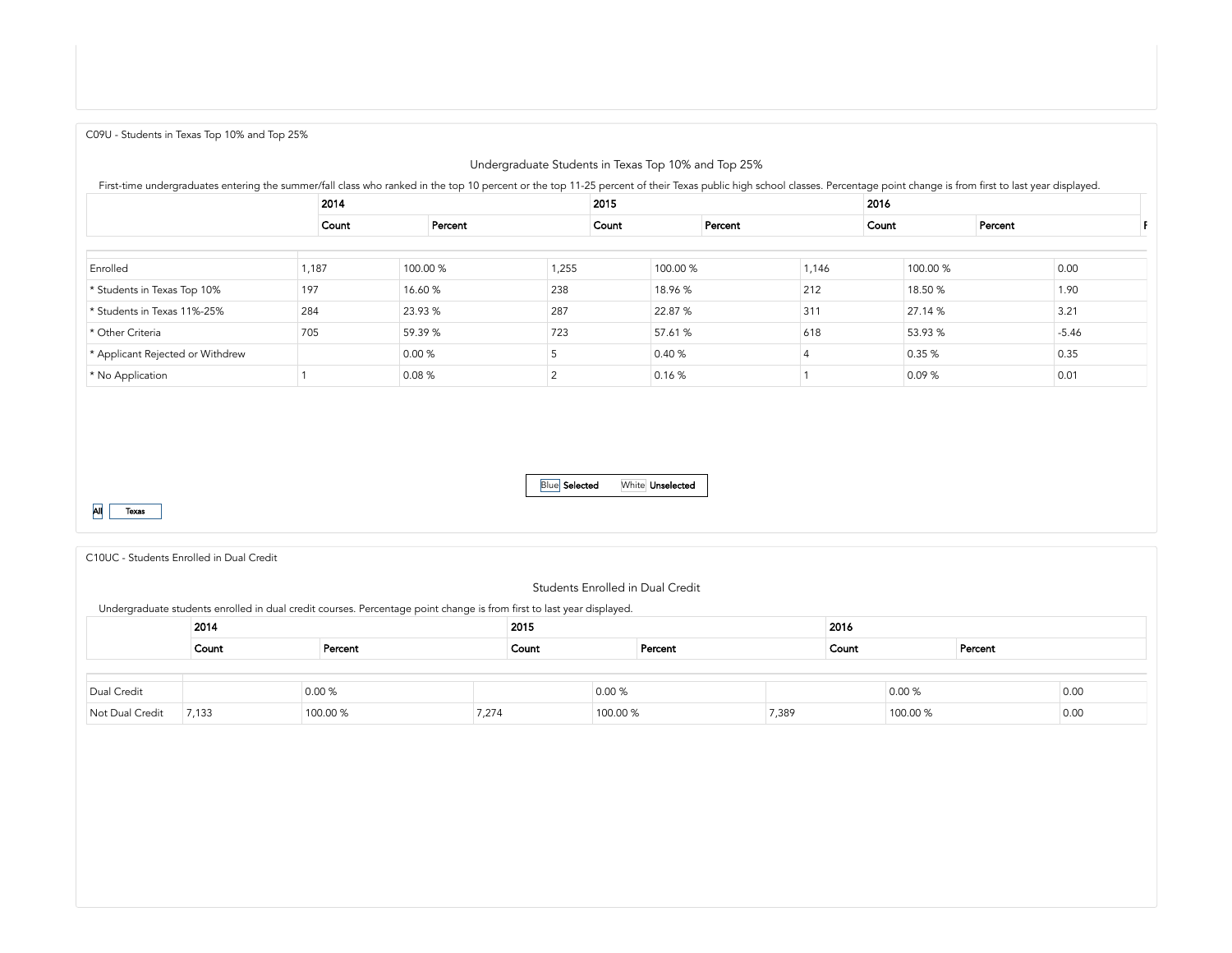C09U - Students in Texas Top 10% and Top 25%

## Undergraduate Students in Texas Top 10% and Top 25%

First-time undergraduates entering the summer/fall class who ranked in the top 10 percent or the top 11-25 percent of their Texas public high school classes. Percentage point change is from first to last year displayed.

| | 2014 | | 2015 | | 2016 | | F |
|---|---|---|---|---|---|---|---|
| | Count | Percent | Count | Percent | Count | Percent | |
| Enrolled | 1,187 | 100.00 % | 1,255 | 100.00 % | 1,146 | 100.00 % | 0.00 |
| * Students in Texas Top 10% | 197 | 16.60 % | 238 | 18.96 % | 212 | 18.50 % | 1.90 |
| * Students in Texas 11%-25% | 284 | 23.93 % | 287 | 22.87 % | 311 | 27.14 % | 3.21 |
| * Other Criteria | 705 | 59.39 % | 723 | 57.61 % | 618 | 53.93 % | -5.46 |
| * Applicant Rejected or Withdrew | | 0.00 % | 5 | 0.40 % | 4 | 0.35 % | 0.35 |
| * No Application | 1 | 0.08 % | 2 | 0.16 % | 1 | 0.09 % | 0.01 |

Blue Selected White Unselected

All Texas

C10UC - Students Enrolled in Dual Credit

## Students Enrolled in Dual Credit

Undergraduate students enrolled in dual credit courses. Percentage point change is from first to last year displayed.

| | 2014 | | 2015 | | 2016 | | |
|---|---|---|---|---|---|---|---|
| | Count | Percent | Count | Percent | Count | Percent | |
| Dual Credit | | 0.00 % | | 0.00 % | | 0.00 % | 0.00 |
| Not Dual Credit | 7,133 | 100.00 % | 7,274 | 100.00 % | 7,389 | 100.00 % | 0.00 |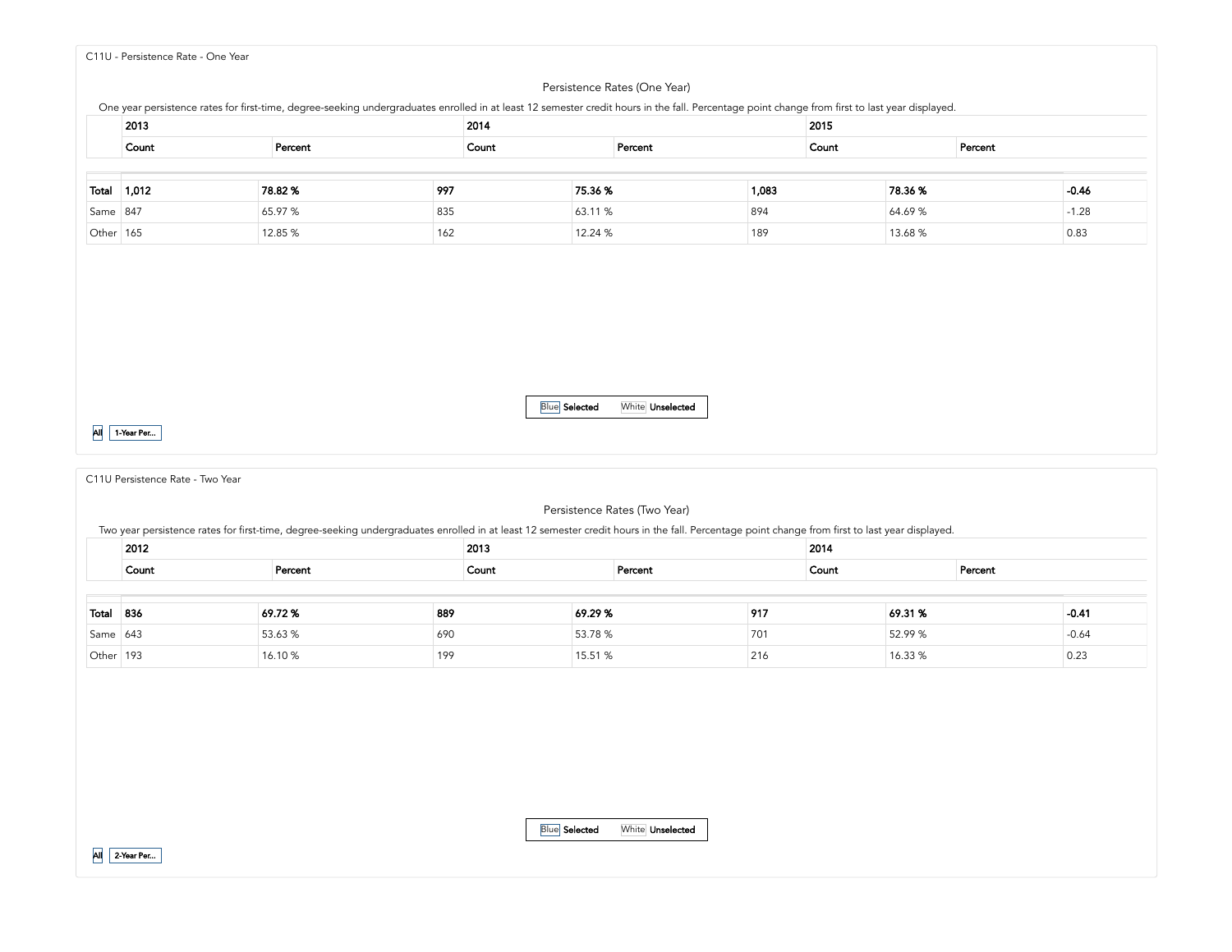C11U - Persistence Rate - One Year

## Persistence Rates (One Year)

One year persistence rates for first-time, degree-seeking undergraduates enrolled in at least 12 semester credit hours in the fall. Percentage point change from first to last year displayed.

| | **2013** | | **2014** | | **2015** | | |
|---|---|---|---|---|---|---|---|
| | **Count** | **Percent** | **Count** | **Percent** | **Count** | **Percent** | |
| **Total** | **1,012** | **78.82 %** | **997** | **75.36 %** | **1,083** | **78.36 %** | **-0.46** |
| Same | 847 | 65.97 % | 835 | 63.11 % | 894 | 64.69 % | -1.28 |
| Other | 165 | 12.85 % | 162 | 12.24 % | 189 | 13.68 % | 0.83 |

Blue **Selected** White **Unselected**

All 1-Year Per...

C11U Persistence Rate - Two Year

## Persistence Rates (Two Year)

Two year persistence rates for first-time, degree-seeking undergraduates enrolled in at least 12 semester credit hours in the fall. Percentage point change from first to last year displayed.

| | **2012** | | **2013** | | **2014** | | |
|---|---|---|---|---|---|---|---|
| | **Count** | **Percent** | **Count** | **Percent** | **Count** | **Percent** | |
| **Total** | **836** | **69.72 %** | **889** | **69.29 %** | **917** | **69.31 %** | **-0.41** |
| Same | 643 | 53.63 % | 690 | 53.78 % | 701 | 52.99 % | -0.64 |
| Other | 193 | 16.10 % | 199 | 15.51 % | 216 | 16.33 % | 0.23 |

Blue **Selected** White **Unselected**

All 2-Year Per...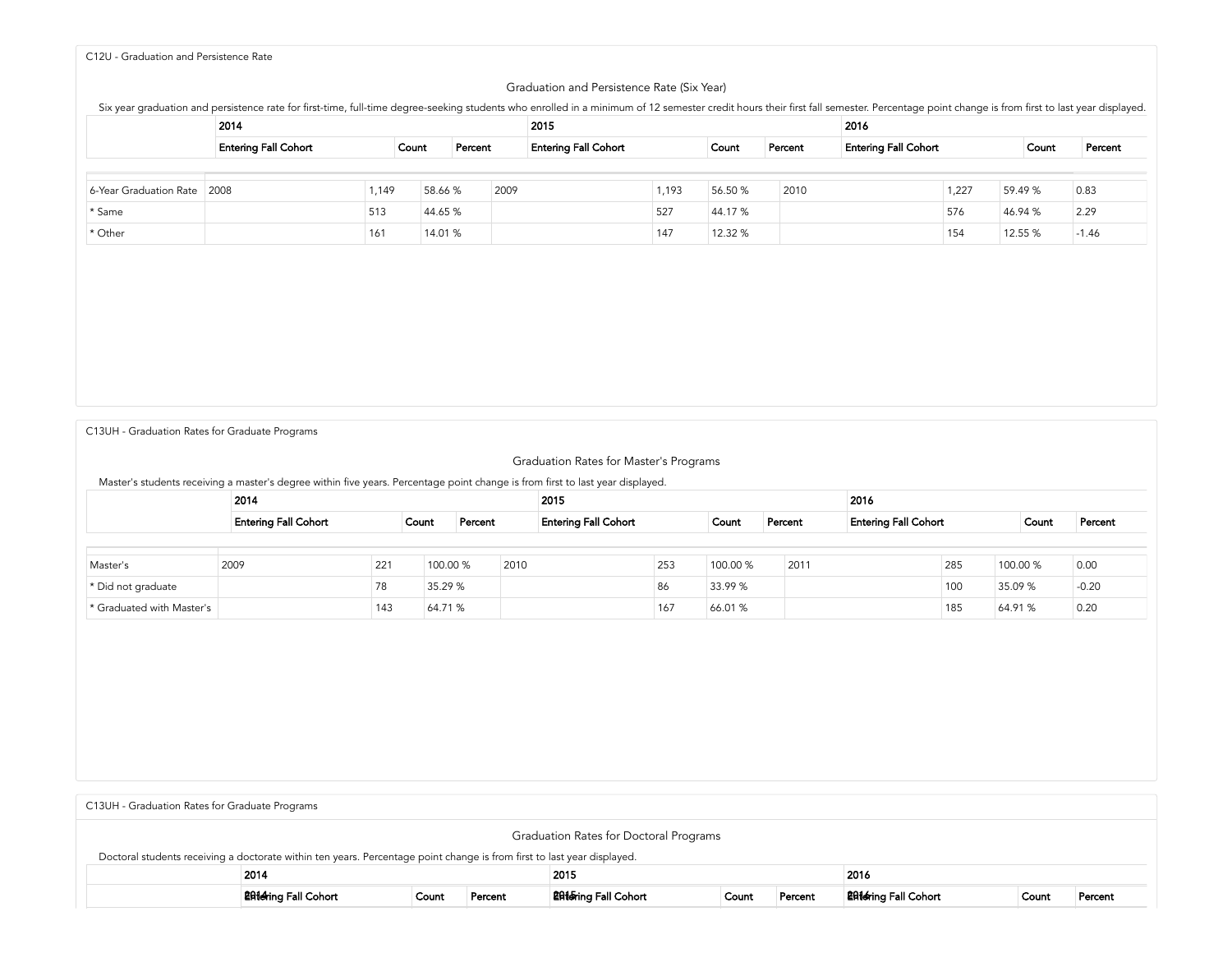C12U - Graduation and Persistence Rate

## Graduation and Persistence Rate (Six Year)

Six year graduation and persistence rate for first-time, full-time degree-seeking students who enrolled in a minimum of 12 semester credit hours their first fall semester. Percentage point change is from first to last year displayed.

| | 2014 | | | 2015 | | | 2016 | | | |
|---|---|---|---|---|---|---|---|---|---|---|
| | Entering Fall Cohort | Count | Percent | Entering Fall Cohort | Count | Percent | Entering Fall Cohort | Count | Percent | |
| 6-Year Graduation Rate | 2008 | 1,149 | 58.66 % | 2009 | 1,193 | 56.50 % | 2010 | 1,227 | 59.49 % | 0.83 |
| * Same | | 513 | 44.65 % | | 527 | 44.17 % | | 576 | 46.94 % | 2.29 |
| * Other | | 161 | 14.01 % | | 147 | 12.32 % | | 154 | 12.55 % | -1.46 |

C13UH - Graduation Rates for Graduate Programs

## Graduation Rates for Master's Programs

Master's students receiving a master's degree within five years. Percentage point change is from first to last year displayed.

| | 2014 | | | 2015 | | | 2016 | | | |
|---|---|---|---|---|---|---|---|---|---|---|
| | Entering Fall Cohort | Count | Percent | Entering Fall Cohort | Count | Percent | Entering Fall Cohort | Count | Percent | |
| Master's | 2009 | 221 | 100.00 % | 2010 | 253 | 100.00 % | 2011 | 285 | 100.00 % | 0.00 |
| * Did not graduate | | 78 | 35.29 % | | 86 | 33.99 % | | 100 | 35.09 % | -0.20 |
| * Graduated with Master's | | 143 | 64.71 % | | 167 | 66.01 % | | 185 | 64.91 % | 0.20 |

C13UH - Graduation Rates for Graduate Programs

## Graduation Rates for Doctoral Programs

Doctoral students receiving a doctorate within ten years. Percentage point change is from first to last year displayed.

| | 2014 | | | 2015 | | | 2016 | | |
|---|---|---|---|---|---|---|---|---|---|
| | Entering Fall Cohort | Count | Percent | Entering Fall Cohort | Count | Percent | Entering Fall Cohort | Count | Percent |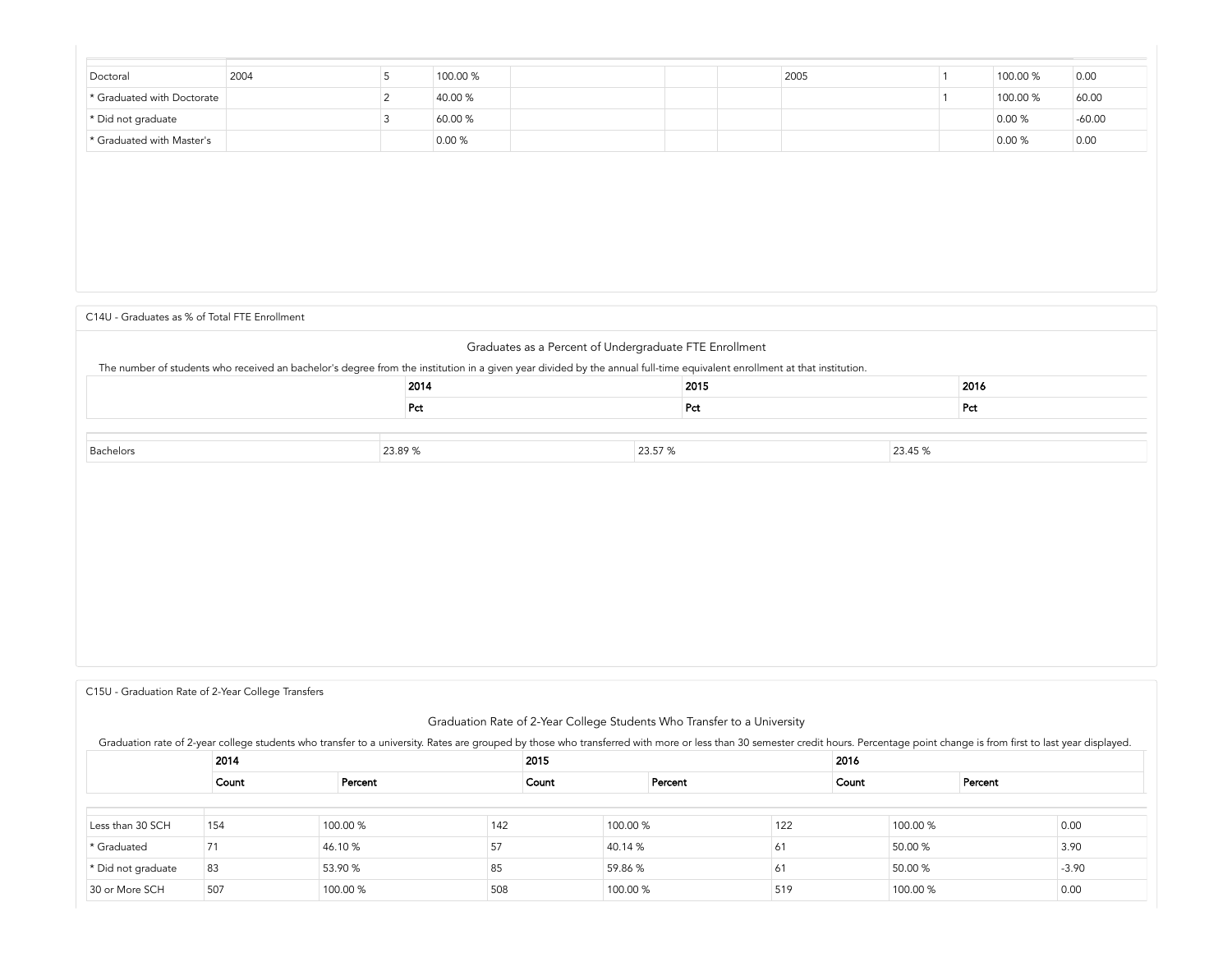| Doctoral | 2004 | 5 | 100.00 % | | | | 2005 | 1 | 100.00 % | 0.00 |
|---|---|---|---|---|---|---|---|---|---|---|
| * Graduated with Doctorate | | 2 | 40.00 % | | | | | 1 | 100.00 % | 60.00 |
| * Did not graduate | | 3 | 60.00 % | | | | | | 0.00 % | -60.00 |
| * Graduated with Master's | | | 0.00 % | | | | | | 0.00 % | 0.00 |

C14U - Graduates as % of Total FTE Enrollment

## Graduates as a Percent of Undergraduate FTE Enrollment

The number of students who received an bachelor's degree from the institution in a given year divided by the annual full-time equivalent enrollment at that institution.

| | 2014 | 2015 | 2016 |
|---|---|---|---|
| | Pct | Pct | Pct |
| Bachelors | 23.89 % | 23.57 % | 23.45 % |

C15U - Graduation Rate of 2-Year College Transfers

## Graduation Rate of 2-Year College Students Who Transfer to a University

Graduation rate of 2-year college students who transfer to a university. Rates are grouped by those who transferred with more or less than 30 semester credit hours. Percentage point change is from first to last year displayed.

| | 2014 | | 2015 | | 2016 | | |
|---|---|---|---|---|---|---|---|
| | Count | Percent | Count | Percent | Count | Percent | |
| Less than 30 SCH | 154 | 100.00 % | 142 | 100.00 % | 122 | 100.00 % | 0.00 |
| * Graduated | 71 | 46.10 % | 57 | 40.14 % | 61 | 50.00 % | 3.90 |
| * Did not graduate | 83 | 53.90 % | 85 | 59.86 % | 61 | 50.00 % | -3.90 |
| 30 or More SCH | 507 | 100.00 % | 508 | 100.00 % | 519 | 100.00 % | 0.00 |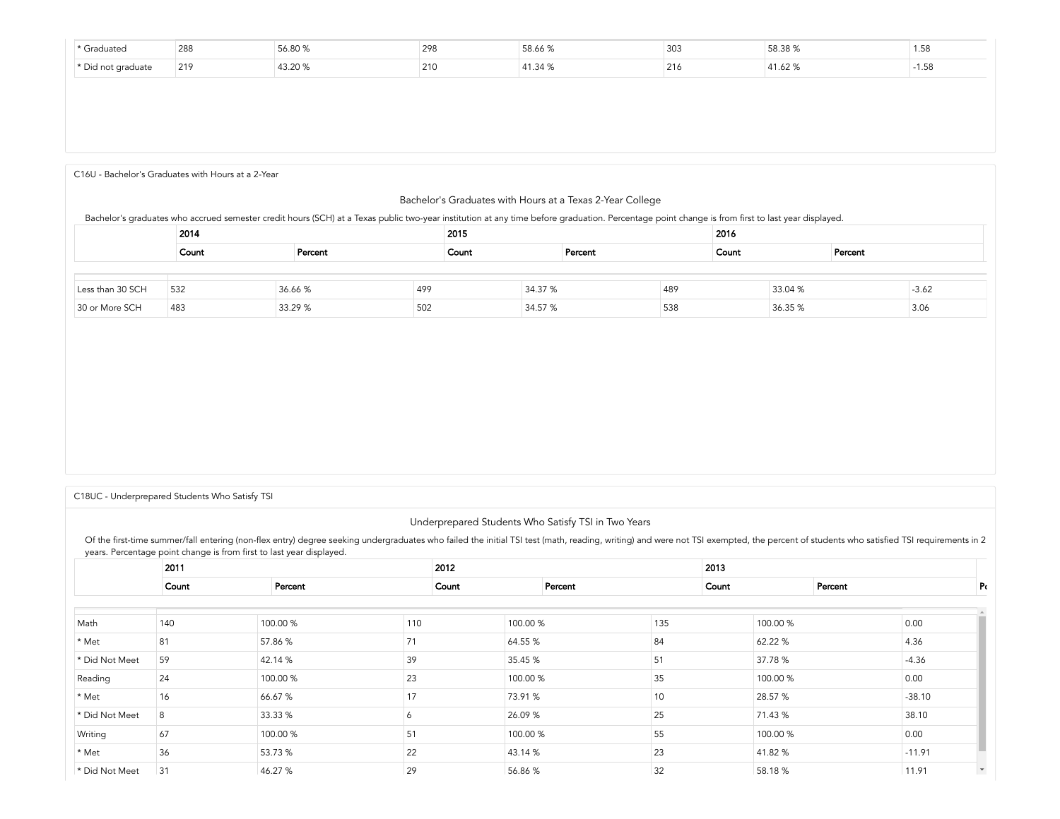| | | | | | | | |
|---|---|---|---|---|---|---|---|
| * Graduated | 288 | 56.80 % | 298 | 58.66 % | 303 | 58.38 % | 1.58 |
| * Did not graduate | 219 | 43.20 % | 210 | 41.34 % | 216 | 41.62 % | -1.58 |

C16U - Bachelor's Graduates with Hours at a 2-Year

## Bachelor's Graduates with Hours at a Texas 2-Year College

Bachelor's graduates who accrued semester credit hours (SCH) at a Texas public two-year institution at any time before graduation. Percentage point change is from first to last year displayed.

| | 2014 | | 2015 | | 2016 | | |
|---|---|---|---|---|---|---|---|
| | Count | Percent | Count | Percent | Count | Percent | |
| Less than 30 SCH | 532 | 36.66 % | 499 | 34.37 % | 489 | 33.04 % | -3.62 |
| 30 or More SCH | 483 | 33.29 % | 502 | 34.57 % | 538 | 36.35 % | 3.06 |

C18UC - Underprepared Students Who Satisfy TSI

## Underprepared Students Who Satisfy TSI in Two Years

Of the first-time summer/fall entering (non-flex entry) degree seeking undergraduates who failed the initial TSI test (math, reading, writing) and were not TSI exempted, the percent of students who satisfied TSI requirements in 2 years. Percentage point change is from first to last year displayed.

| | 2011 | | 2012 | | 2013 | | P |
|---|---|---|---|---|---|---|---|
| | Count | Percent | Count | Percent | Count | Percent | |
| Math | 140 | 100.00 % | 110 | 100.00 % | 135 | 100.00 % | 0.00 |
| * Met | 81 | 57.86 % | 71 | 64.55 % | 84 | 62.22 % | 4.36 |
| * Did Not Meet | 59 | 42.14 % | 39 | 35.45 % | 51 | 37.78 % | -4.36 |
| Reading | 24 | 100.00 % | 23 | 100.00 % | 35 | 100.00 % | 0.00 |
| * Met | 16 | 66.67 % | 17 | 73.91 % | 10 | 28.57 % | -38.10 |
| * Did Not Meet | 8 | 33.33 % | 6 | 26.09 % | 25 | 71.43 % | 38.10 |
| Writing | 67 | 100.00 % | 51 | 100.00 % | 55 | 100.00 % | 0.00 |
| * Met | 36 | 53.73 % | 22 | 43.14 % | 23 | 41.82 % | -11.91 |
| * Did Not Meet | 31 | 46.27 % | 29 | 56.86 % | 32 | 58.18 % | 11.91 |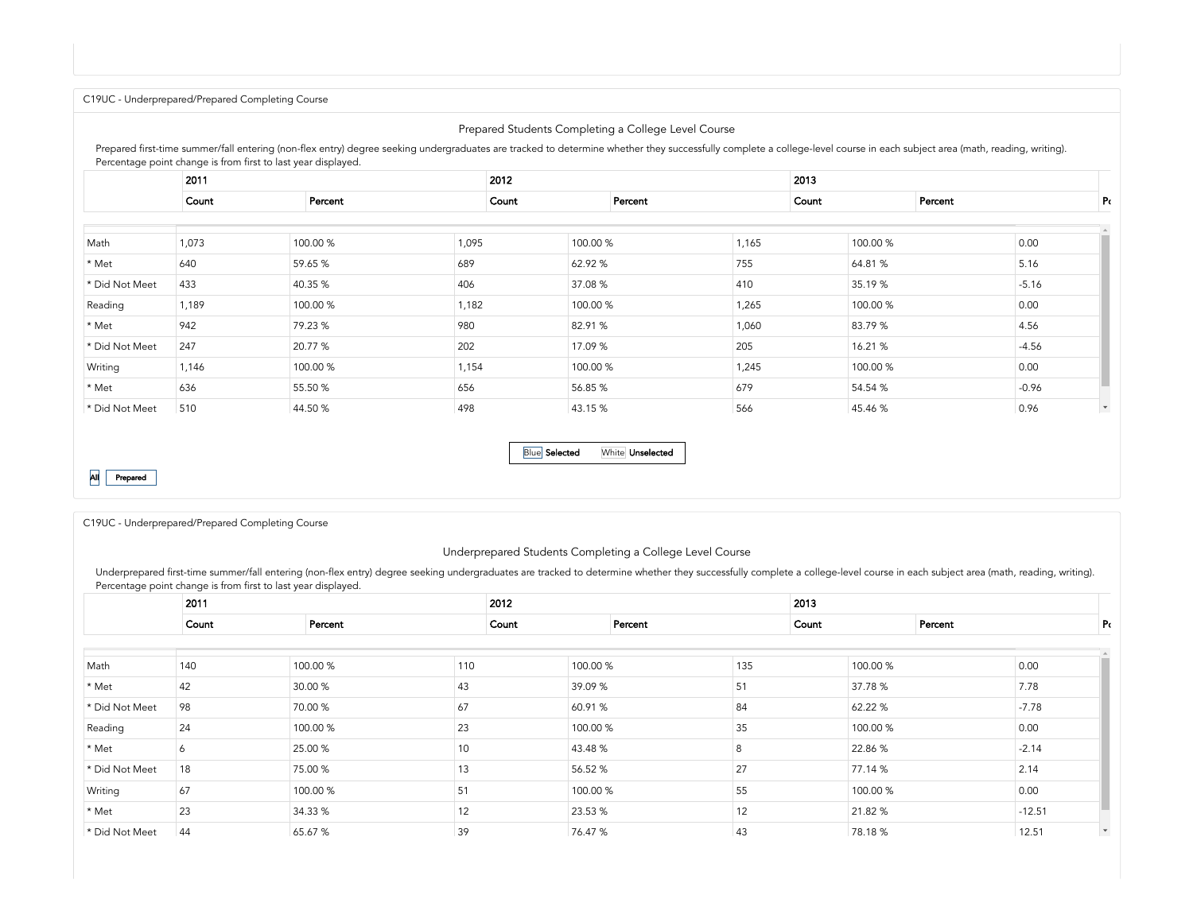C19UC - Underprepared/Prepared Completing Course

## Prepared Students Completing a College Level Course

Prepared first-time summer/fall entering (non-flex entry) degree seeking undergraduates are tracked to determine whether they successfully complete a college-level course in each subject area (math, reading, writing). Percentage point change is from first to last year displayed.

| | 2011 | | 2012 | | 2013 | | Pc |
|---|---|---|---|---|---|---|---|
| | Count | Percent | Count | Percent | Count | Percent | |
| Math | 1,073 | 100.00 % | 1,095 | 100.00 % | 1,165 | 100.00 % | 0.00 |
| * Met | 640 | 59.65 % | 689 | 62.92 % | 755 | 64.81 % | 5.16 |
| * Did Not Meet | 433 | 40.35 % | 406 | 37.08 % | 410 | 35.19 % | -5.16 |
| Reading | 1,189 | 100.00 % | 1,182 | 100.00 % | 1,265 | 100.00 % | 0.00 |
| * Met | 942 | 79.23 % | 980 | 82.91 % | 1,060 | 83.79 % | 4.56 |
| * Did Not Meet | 247 | 20.77 % | 202 | 17.09 % | 205 | 16.21 % | -4.56 |
| Writing | 1,146 | 100.00 % | 1,154 | 100.00 % | 1,245 | 100.00 % | 0.00 |
| * Met | 636 | 55.50 % | 656 | 56.85 % | 679 | 54.54 % | -0.96 |
| * Did Not Meet | 510 | 44.50 % | 498 | 43.15 % | 566 | 45.46 % | 0.96 |

Blue Selected White Unselected

All Prepared

C19UC - Underprepared/Prepared Completing Course

## Underprepared Students Completing a College Level Course

Underprepared first-time summer/fall entering (non-flex entry) degree seeking undergraduates are tracked to determine whether they successfully complete a college-level course in each subject area (math, reading, writing). Percentage point change is from first to last year displayed.

| | 2011 | | 2012 | | 2013 | | Pc |
|---|---|---|---|---|---|---|---|
| | Count | Percent | Count | Percent | Count | Percent | |
| Math | 140 | 100.00 % | 110 | 100.00 % | 135 | 100.00 % | 0.00 |
| * Met | 42 | 30.00 % | 43 | 39.09 % | 51 | 37.78 % | 7.78 |
| * Did Not Meet | 98 | 70.00 % | 67 | 60.91 % | 84 | 62.22 % | -7.78 |
| Reading | 24 | 100.00 % | 23 | 100.00 % | 35 | 100.00 % | 0.00 |
| * Met | 6 | 25.00 % | 10 | 43.48 % | 8 | 22.86 % | -2.14 |
| * Did Not Meet | 18 | 75.00 % | 13 | 56.52 % | 27 | 77.14 % | 2.14 |
| Writing | 67 | 100.00 % | 51 | 100.00 % | 55 | 100.00 % | 0.00 |
| * Met | 23 | 34.33 % | 12 | 23.53 % | 12 | 21.82 % | -12.51 |
| * Did Not Meet | 44 | 65.67 % | 39 | 76.47 % | 43 | 78.18 % | 12.51 |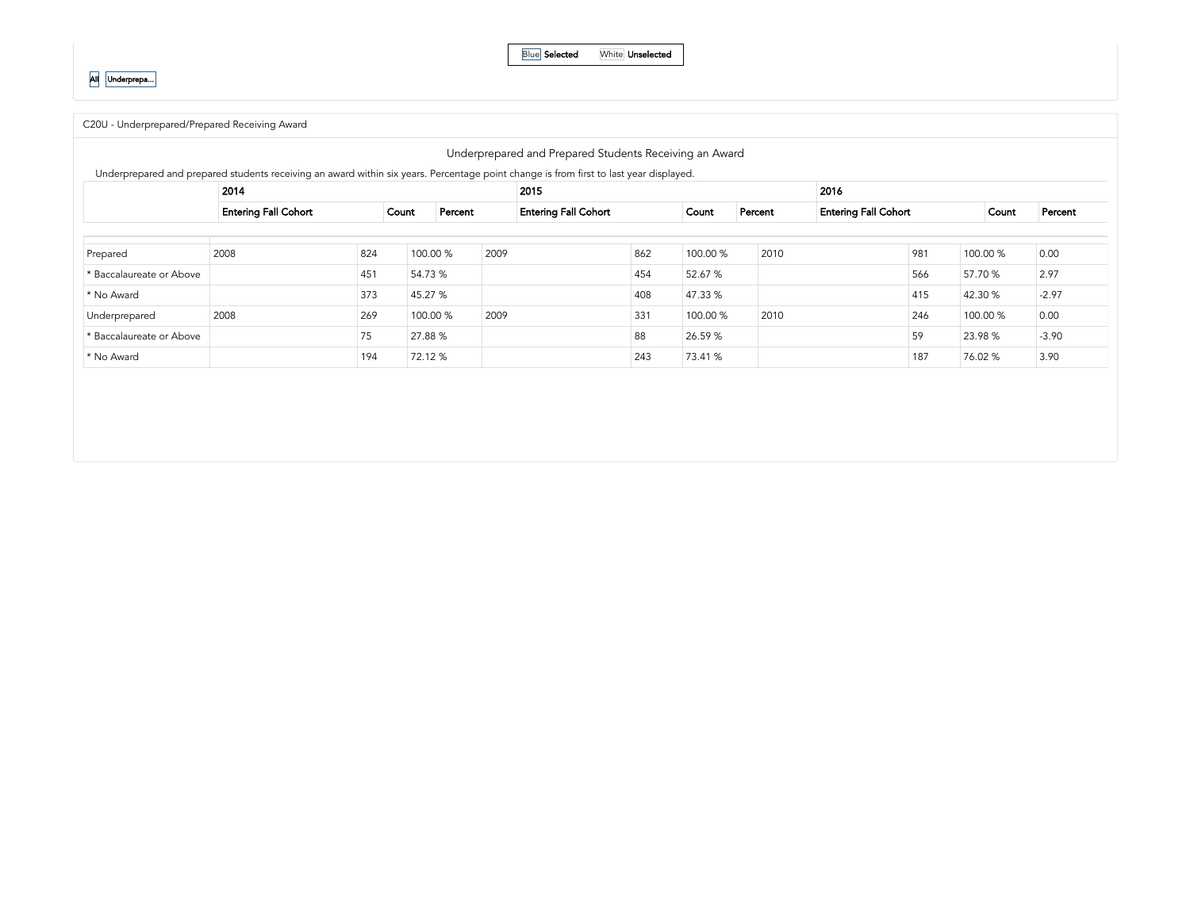Blue Selected White Unselected

All Underprepa...

C20U - Underprepared/Prepared Receiving Award

## Underprepared and Prepared Students Receiving an Award

Underprepared and prepared students receiving an award within six years. Percentage point change is from first to last year displayed.

| | 2014 | | | 2015 | | | 2016 | | | |
|---|---|---|---|---|---|---|---|---|---|---|
| | Entering Fall Cohort | Count | Percent | Entering Fall Cohort | Count | Percent | Entering Fall Cohort | Count | Percent | |
| Prepared | 2008 | 824 | 100.00 % | 2009 | 862 | 100.00 % | 2010 | 981 | 100.00 % | 0.00 |
| * Baccalaureate or Above | | 451 | 54.73 % | | 454 | 52.67 % | | 566 | 57.70 % | 2.97 |
| * No Award | | 373 | 45.27 % | | 408 | 47.33 % | | 415 | 42.30 % | -2.97 |
| Underprepared | 2008 | 269 | 100.00 % | 2009 | 331 | 100.00 % | 2010 | 246 | 100.00 % | 0.00 |
| * Baccalaureate or Above | | 75 | 27.88 % | | 88 | 26.59 % | | 59 | 23.98 % | -3.90 |
| * No Award | | 194 | 72.12 % | | 243 | 73.41 % | | 187 | 76.02 % | 3.90 |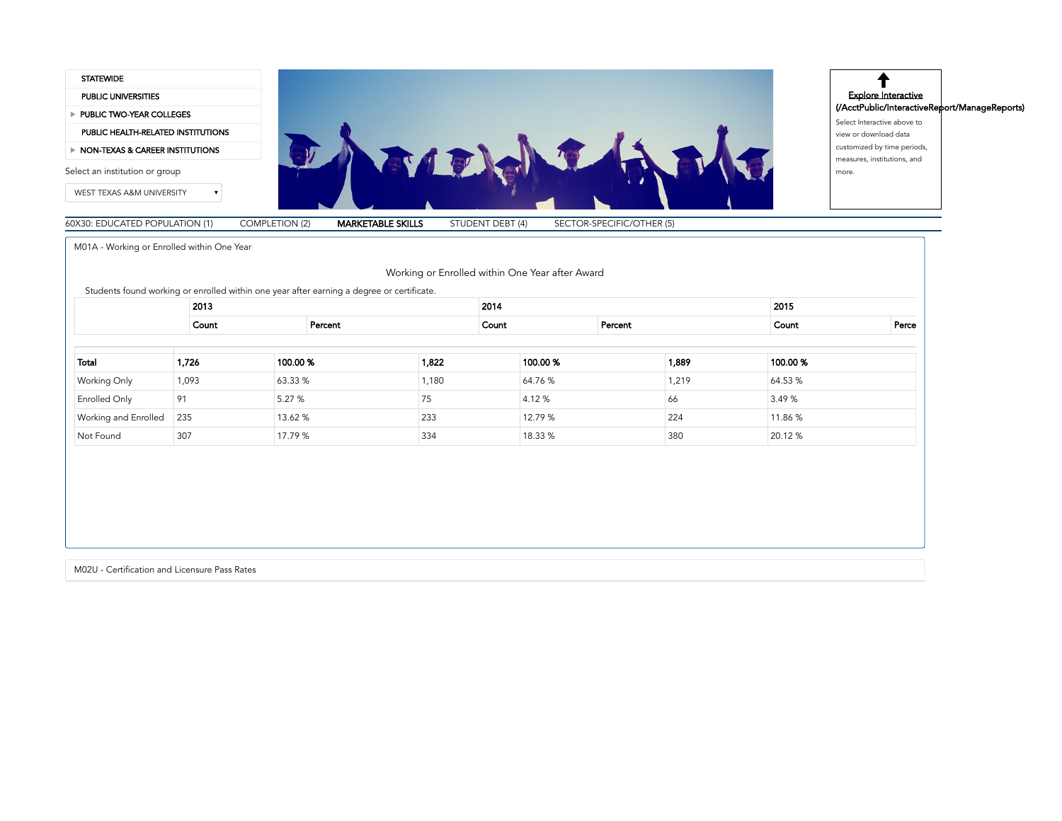- STATEWIDE
- PUBLIC UNIVERSITIES
- PUBLIC TWO-YEAR COLLEGES
- PUBLIC HEALTH-RELATED INSTITUTIONS
- NON-TEXAS & CAREER INSTITUTIONS

Select an institution or group

WEST TEXAS A&M UNIVERSITY

**Explore Interactive (/AcctPublic/InteractiveReport/ManageReports)**

Select Interactive above to view or download data customized by time periods, measures, institutions, and more.

60X30: EDUCATED POPULATION (1) | COMPLETION (2) | **MARKETABLE SKILLS** | STUDENT DEBT (4) | SECTOR-SPECIFIC/OTHER (5)

M01A - Working or Enrolled within One Year

## Working or Enrolled within One Year after Award

Students found working or enrolled within one year after earning a degree or certificate.

| | 2013 | | 2014 | | 2015 | |
|---|---|---|---|---|---|---|
| | Count | Percent | Count | Percent | Count | Perce |
| **Total** | **1,726** | **100.00 %** | **1,822** | **100.00 %** | **1,889** | **100.00 %** |
| Working Only | 1,093 | 63.33 % | 1,180 | 64.76 % | 1,219 | 64.53 % |
| Enrolled Only | 91 | 5.27 % | 75 | 4.12 % | 66 | 3.49 % |
| Working and Enrolled | 235 | 13.62 % | 233 | 12.79 % | 224 | 11.86 % |
| Not Found | 307 | 17.79 % | 334 | 18.33 % | 380 | 20.12 % |

M02U - Certification and Licensure Pass Rates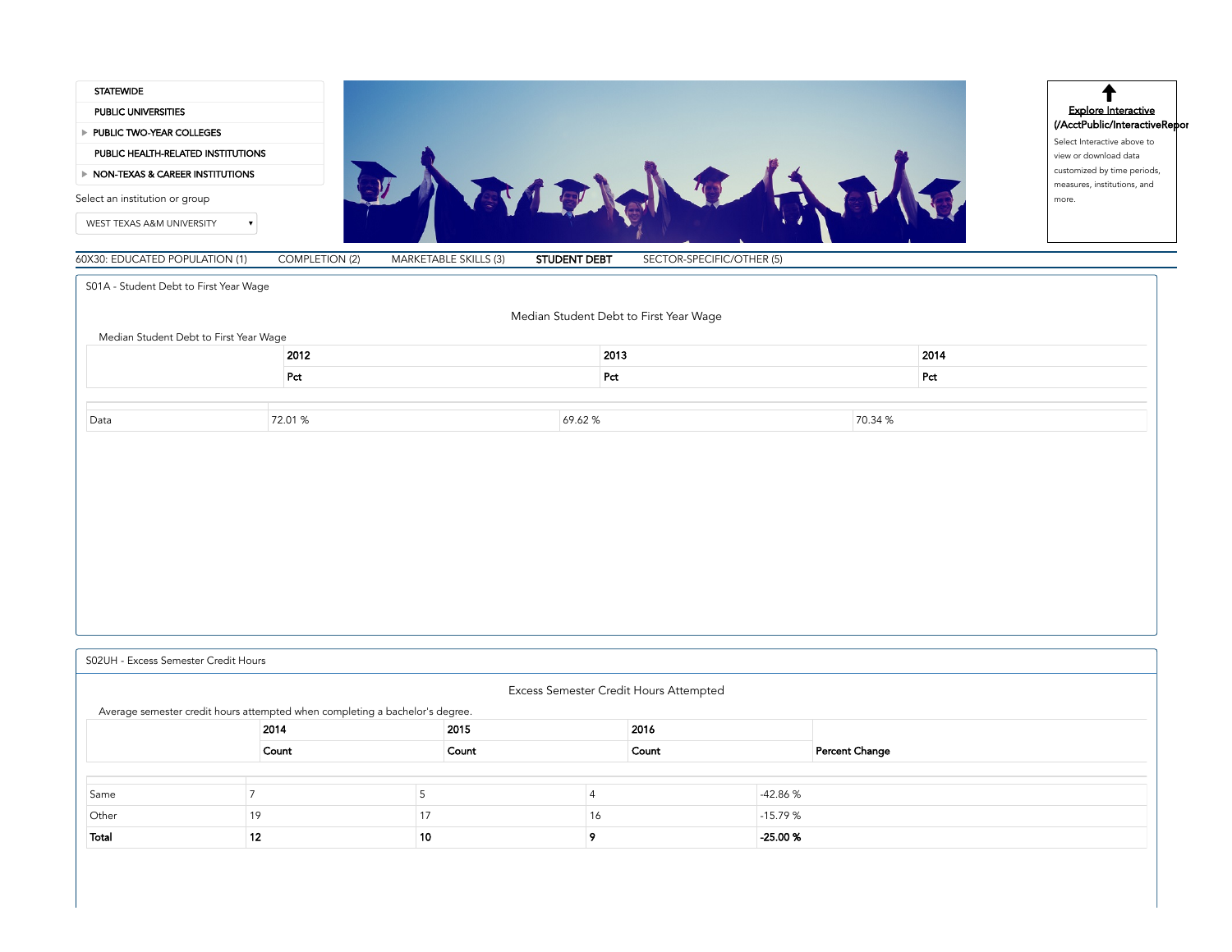- STATEWIDE
- PUBLIC UNIVERSITIES
- PUBLIC TWO-YEAR COLLEGES
- PUBLIC HEALTH-RELATED INSTITUTIONS
- NON-TEXAS & CAREER INSTITUTIONS

Select an institution or group

WEST TEXAS A&M UNIVERSITY

**Explore Interactive (/AcctPublic/InteractiveRepor**

Select Interactive above to view or download data customized by time periods, measures, institutions, and more.

60X30: EDUCATED POPULATION (1) | COMPLETION (2) | MARKETABLE SKILLS (3) | **STUDENT DEBT** | SECTOR-SPECIFIC/OTHER (5)

## S01A - Student Debt to First Year Wage

### Median Student Debt to First Year Wage

Median Student Debt to First Year Wage

| | 2012 | 2013 | 2014 |
|---|---|---|---|
| | Pct | Pct | Pct |
| Data | 72.01 % | 69.62 % | 70.34 % |

## S02UH - Excess Semester Credit Hours

### Excess Semester Credit Hours Attempted

Average semester credit hours attempted when completing a bachelor's degree.

| | 2014 | 2015 | 2016 | |
|---|---|---|---|---|
| | Count | Count | Count | Percent Change |
| Same | 7 | 5 | 4 | -42.86 % |
| Other | 19 | 17 | 16 | -15.79 % |
| **Total** | **12** | **10** | **9** | **-25.00 %** |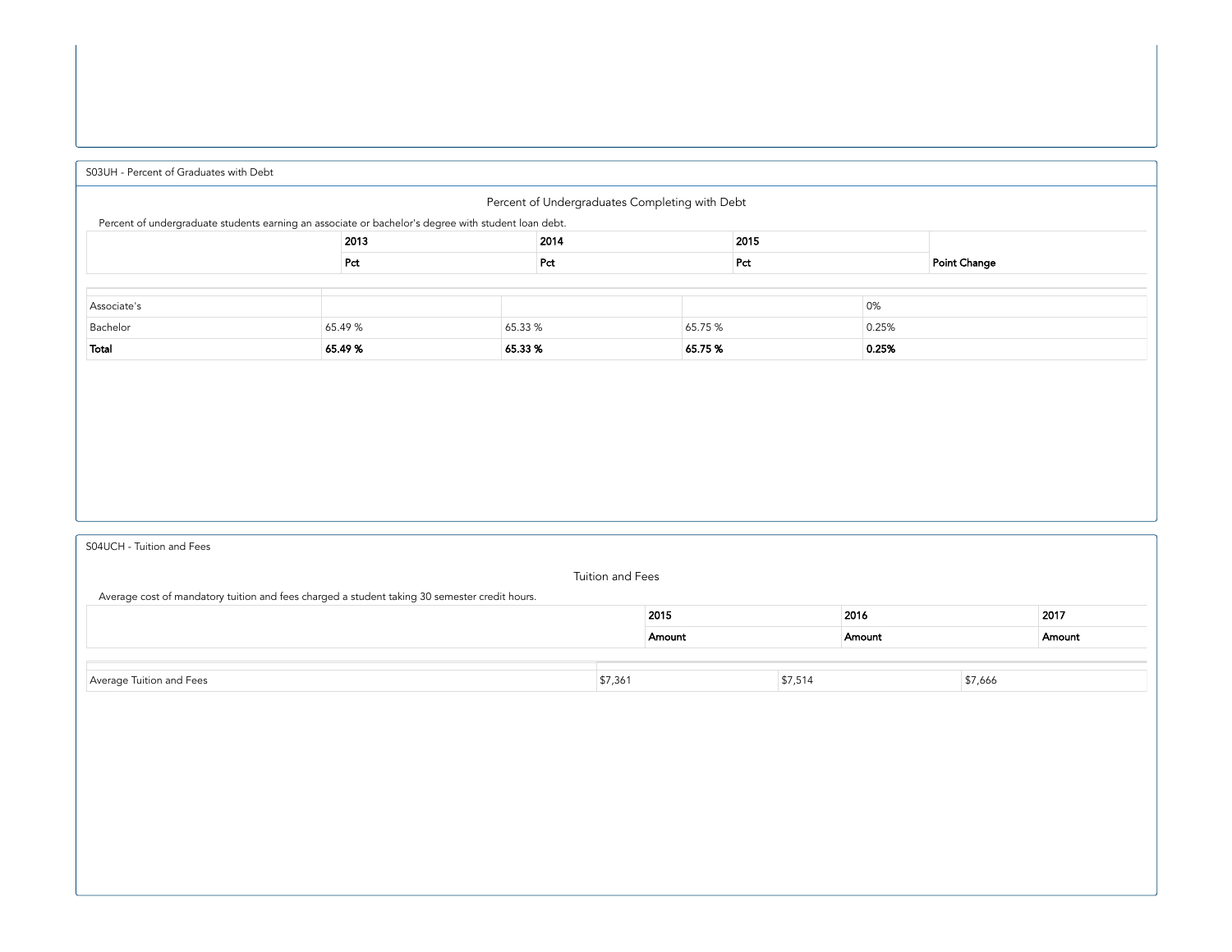## S03UH - Percent of Graduates with Debt

### Percent of Undergraduates Completing with Debt

Percent of undergraduate students earning an associate or bachelor's degree with student loan debt.

| | 2013 | 2014 | 2015 | |
|---|---|---|---|---|
| | Pct | Pct | Pct | Point Change |
| Associate's | | | | 0% |
| Bachelor | 65.49 % | 65.33 % | 65.75 % | 0.25% |
| **Total** | **65.49 %** | **65.33 %** | **65.75 %** | **0.25%** |

## S04UCH - Tuition and Fees

### Tuition and Fees

Average cost of mandatory tuition and fees charged a student taking 30 semester credit hours.

| | 2015 | 2016 | 2017 |
|---|---|---|---|
| | Amount | Amount | Amount |
| Average Tuition and Fees | $7,361 | $7,514 | $7,666 |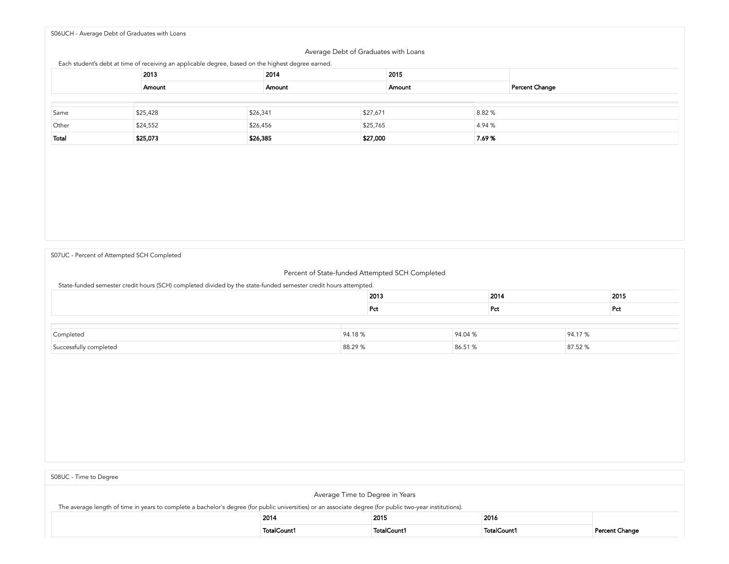S06UCH - Average Debt of Graduates with Loans

## Average Debt of Graduates with Loans

Each student's debt at time of receiving an applicable degree, based on the highest degree earned.

| | 2013 | 2014 | 2015 | |
|---|---|---|---|---|
| | Amount | Amount | Amount | Percent Change |
| Same | $25,428 | $26,341 | $27,671 | 8.82 % |
| Other | $24,552 | $26,456 | $25,765 | 4.94 % |
| **Total** | **$25,073** | **$26,385** | **$27,000** | **7.69 %** |

S07UC - Percent of Attempted SCH Completed

## Percent of State-funded Attempted SCH Completed

State-funded semester credit hours (SCH) completed divided by the state-funded semester credit hours attempted.

| | 2013 | 2014 | 2015 |
|---|---|---|---|
| | Pct | Pct | Pct |
| Completed | 94.18 % | 94.04 % | 94.17 % |
| Successfully completed | 88.29 % | 86.51 % | 87.52 % |

S08UC - Time to Degree

## Average Time to Degree in Years

The average length of time in years to complete a bachelor's degree (for public universities) or an associate degree (for public two-year institutions).

| | 2014 | 2015 | 2016 | |
|---|---|---|---|---|
| | TotalCount1 | TotalCount1 | TotalCount1 | Percent Change |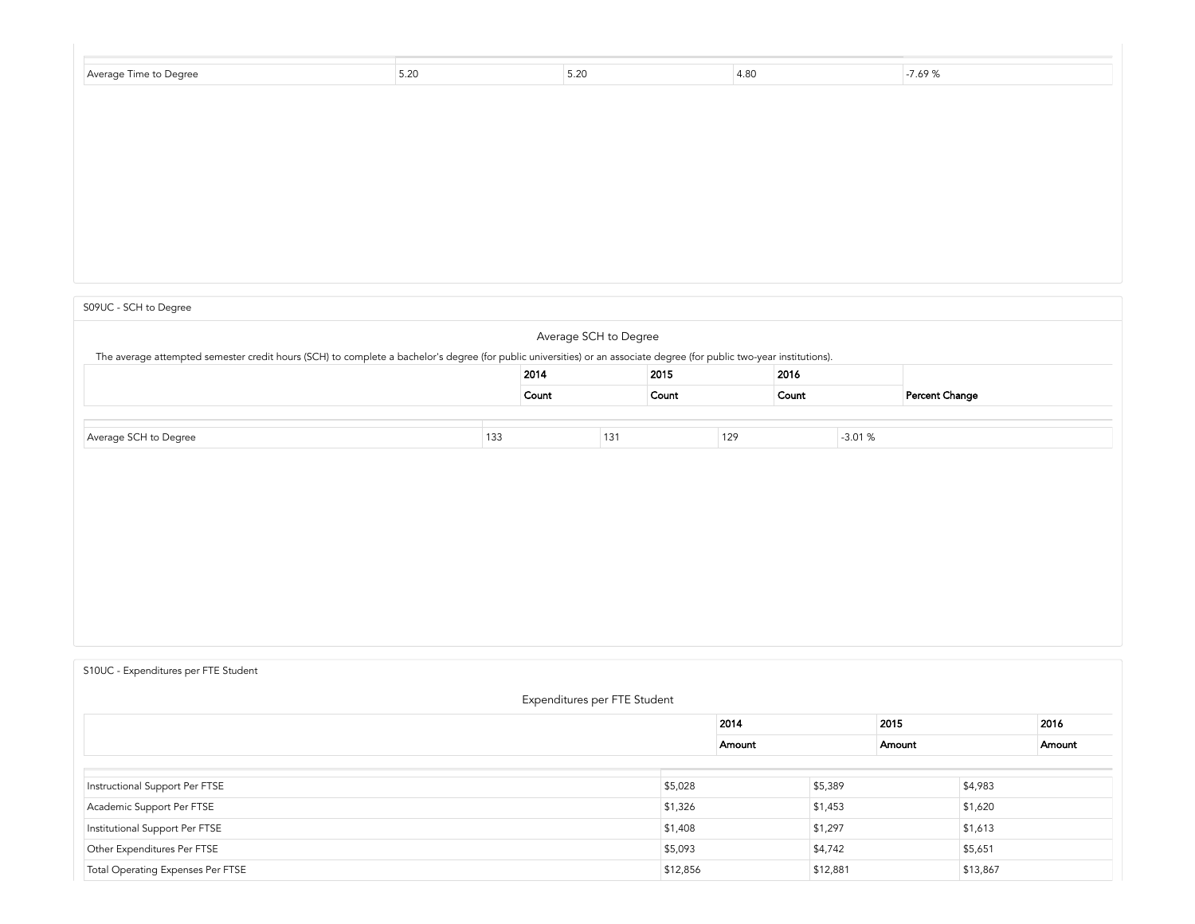| | | | | |
|---|---|---|---|---|
| Average Time to Degree | 5.20 | 5.20 | 4.80 | -7.69 % |

S09UC - SCH to Degree

### Average SCH to Degree

The average attempted semester credit hours (SCH) to complete a bachelor's degree (for public universities) or an associate degree (for public two-year institutions).

| | 2014 | 2015 | 2016 | |
|---|---|---|---|---|
| | Count | Count | Count | Percent Change |
| Average SCH to Degree | 133 | 131 | 129 | -3.01 % |

S10UC - Expenditures per FTE Student

### Expenditures per FTE Student

| | 2014 | 2015 | 2016 |
|---|---|---|---|
| | Amount | Amount | Amount |
| Instructional Support Per FTSE | $5,028 | $5,389 | $4,983 |
| Academic Support Per FTSE | $1,326 | $1,453 | $1,620 |
| Institutional Support Per FTSE | $1,408 | $1,297 | $1,613 |
| Other Expenditures Per FTSE | $5,093 | $4,742 | $5,651 |
| Total Operating Expenses Per FTSE | $12,856 | $12,881 | $13,867 |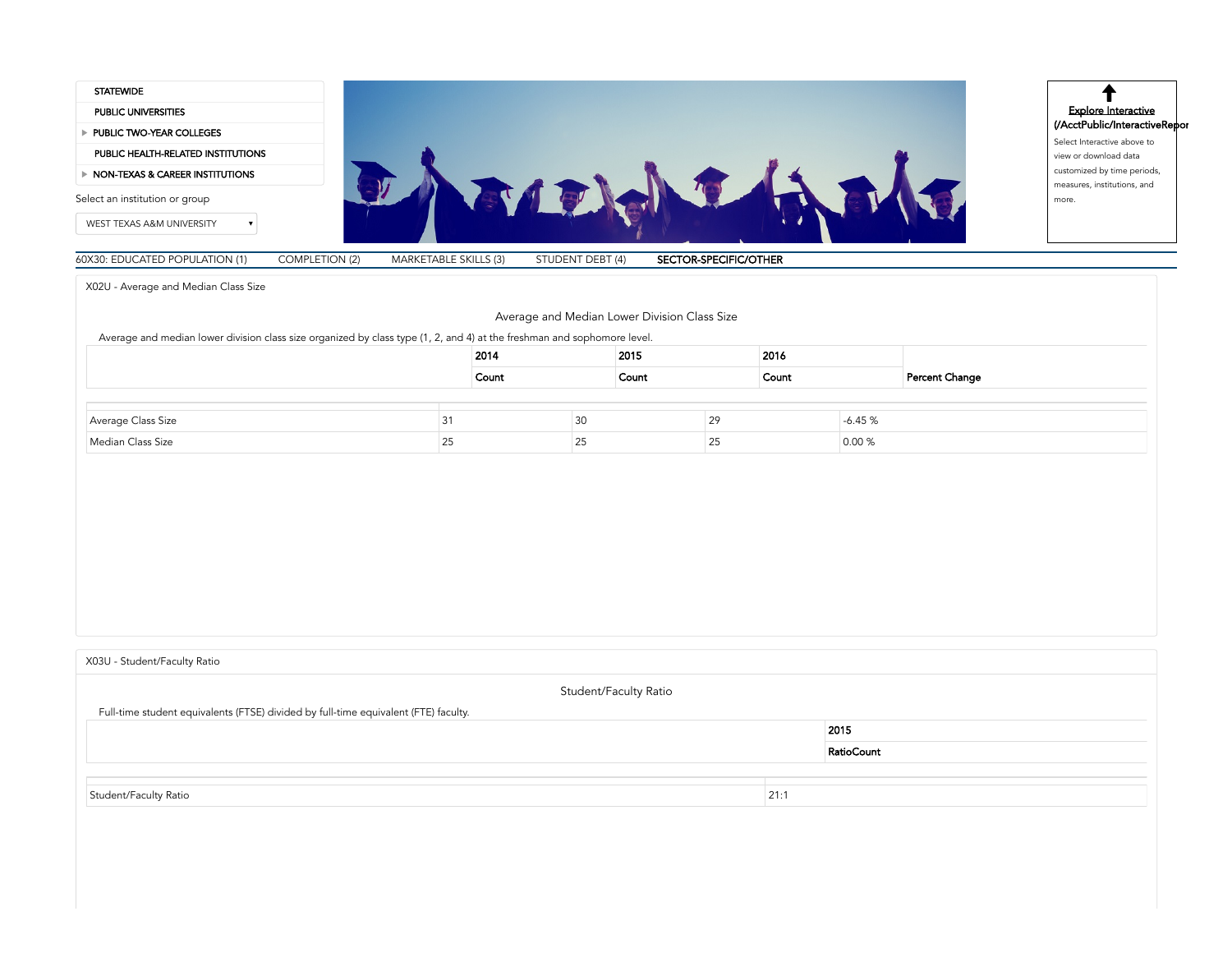- STATEWIDE
- PUBLIC UNIVERSITIES
- PUBLIC TWO-YEAR COLLEGES
- PUBLIC HEALTH-RELATED INSTITUTIONS
- NON-TEXAS & CAREER INSTITUTIONS

Select an institution or group

WEST TEXAS A&M UNIVERSITY

**Explore Interactive (/AcctPublic/InteractiveRepor**

Select Interactive above to view or download data customized by time periods, measures, institutions, and more.

60X30: EDUCATED POPULATION (1) | COMPLETION (2) | MARKETABLE SKILLS (3) | STUDENT DEBT (4) | **SECTOR-SPECIFIC/OTHER**

X02U - Average and Median Class Size

### Average and Median Lower Division Class Size

Average and median lower division class size organized by class type (1, 2, and 4) at the freshman and sophomore level.

| | 2014 | 2015 | 2016 | |
|---|---|---|---|---|
| | Count | Count | Count | Percent Change |
| Average Class Size | 31 | 30 | 29 | -6.45 % |
| Median Class Size | 25 | 25 | 25 | 0.00 % |

X03U - Student/Faculty Ratio

### Student/Faculty Ratio

Full-time student equivalents (FTSE) divided by full-time equivalent (FTE) faculty.

| | 2015 |
|---|---|
| | RatioCount |
| Student/Faculty Ratio | 21:1 |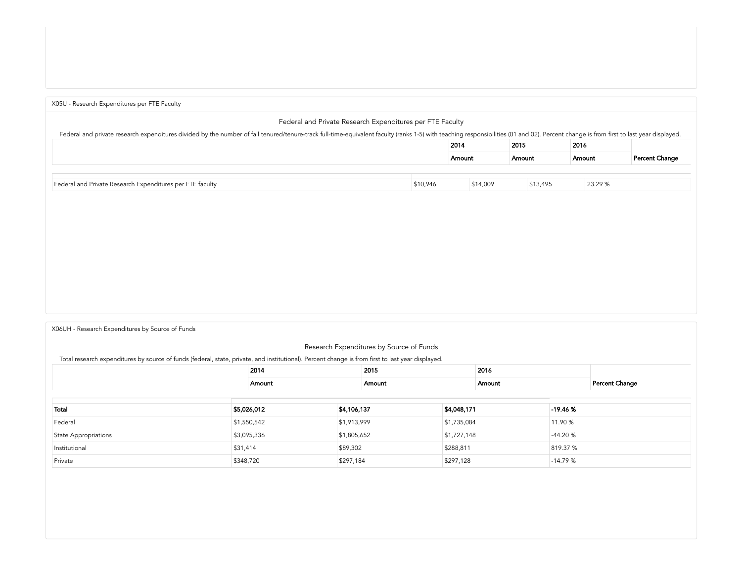X05U - Research Expenditures per FTE Faculty

## Federal and Private Research Expenditures per FTE Faculty

Federal and private research expenditures divided by the number of fall tenured/tenure-track full-time-equivalent faculty (ranks 1-5) with teaching responsibilities (01 and 02). Percent change is from first to last year displayed.

| | 2014 | 2015 | 2016 | |
|---|---|---|---|---|
| | Amount | Amount | Amount | Percent Change |
| Federal and Private Research Expenditures per FTE faculty | $10,946 | $14,009 | $13,495 | 23.29 % |

X06UH - Research Expenditures by Source of Funds

## Research Expenditures by Source of Funds

Total research expenditures by source of funds (federal, state, private, and institutional). Percent change is from first to last year displayed.

| | 2014 | 2015 | 2016 | |
|---|---|---|---|---|
| | Amount | Amount | Amount | Percent Change |
| **Total** | **$5,026,012** | **$4,106,137** | **$4,048,171** | **-19.46 %** |
| Federal | $1,550,542 | $1,913,999 | $1,735,084 | 11.90 % |
| State Appropriations | $3,095,336 | $1,805,652 | $1,727,148 | -44.20 % |
| Institutional | $31,414 | $89,302 | $288,811 | 819.37 % |
| Private | $348,720 | $297,184 | $297,128 | -14.79 % |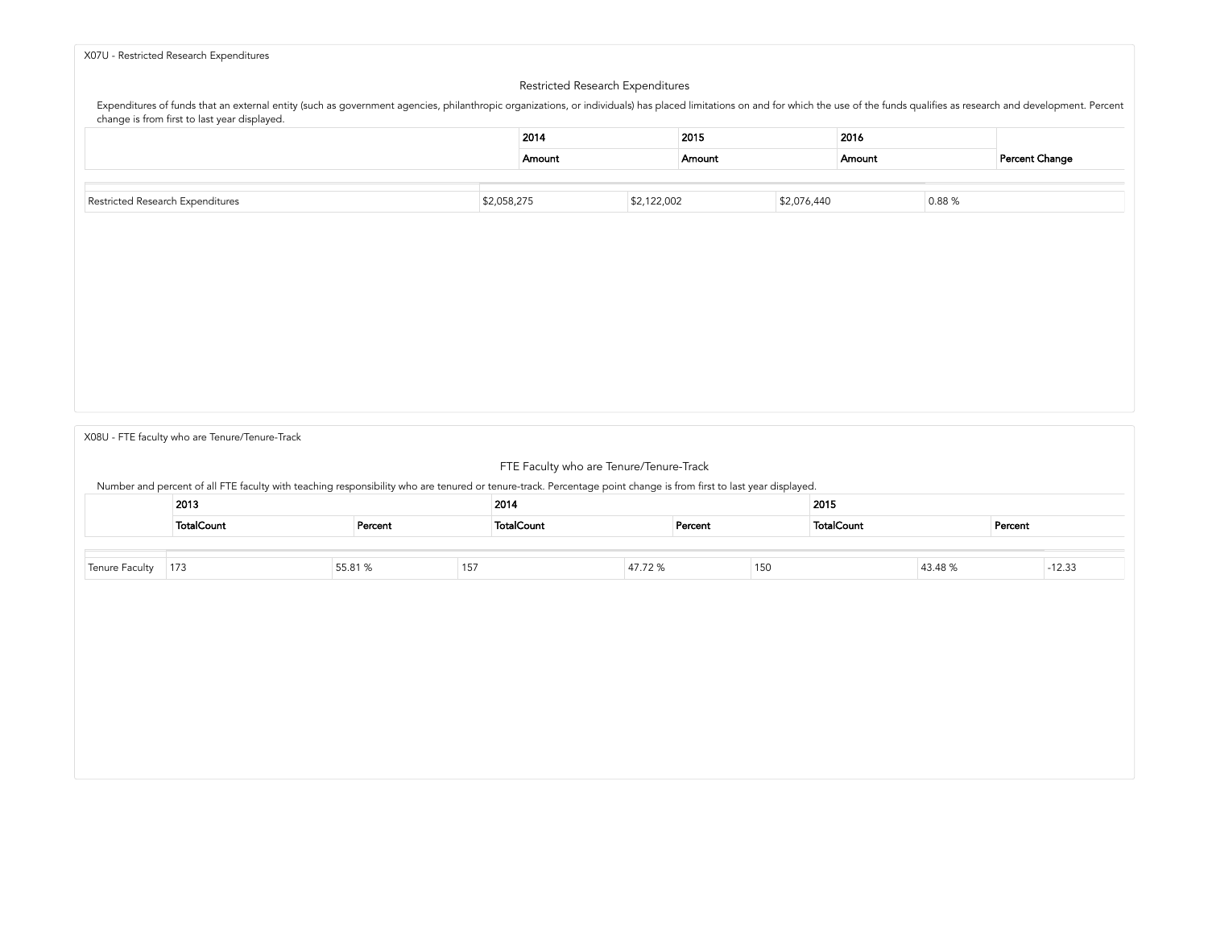X07U - Restricted Research Expenditures

## Restricted Research Expenditures

Expenditures of funds that an external entity (such as government agencies, philanthropic organizations, or individuals) has placed limitations on and for which the use of the funds qualifies as research and development. Percent change is from first to last year displayed.

| | 2014 | 2015 | 2016 | |
|---|---|---|---|---|
| | Amount | Amount | Amount | Percent Change |
| Restricted Research Expenditures | $2,058,275 | $2,122,002 | $2,076,440 | 0.88 % |

X08U - FTE faculty who are Tenure/Tenure-Track

## FTE Faculty who are Tenure/Tenure-Track

Number and percent of all FTE faculty with teaching responsibility who are tenured or tenure-track. Percentage point change is from first to last year displayed.

| | 2013 | | 2014 | | 2015 | | |
|---|---|---|---|---|---|---|---|
| | TotalCount | Percent | TotalCount | Percent | TotalCount | Percent | |
| Tenure Faculty | 173 | 55.81 % | 157 | 47.72 % | 150 | 43.48 % | -12.33 |